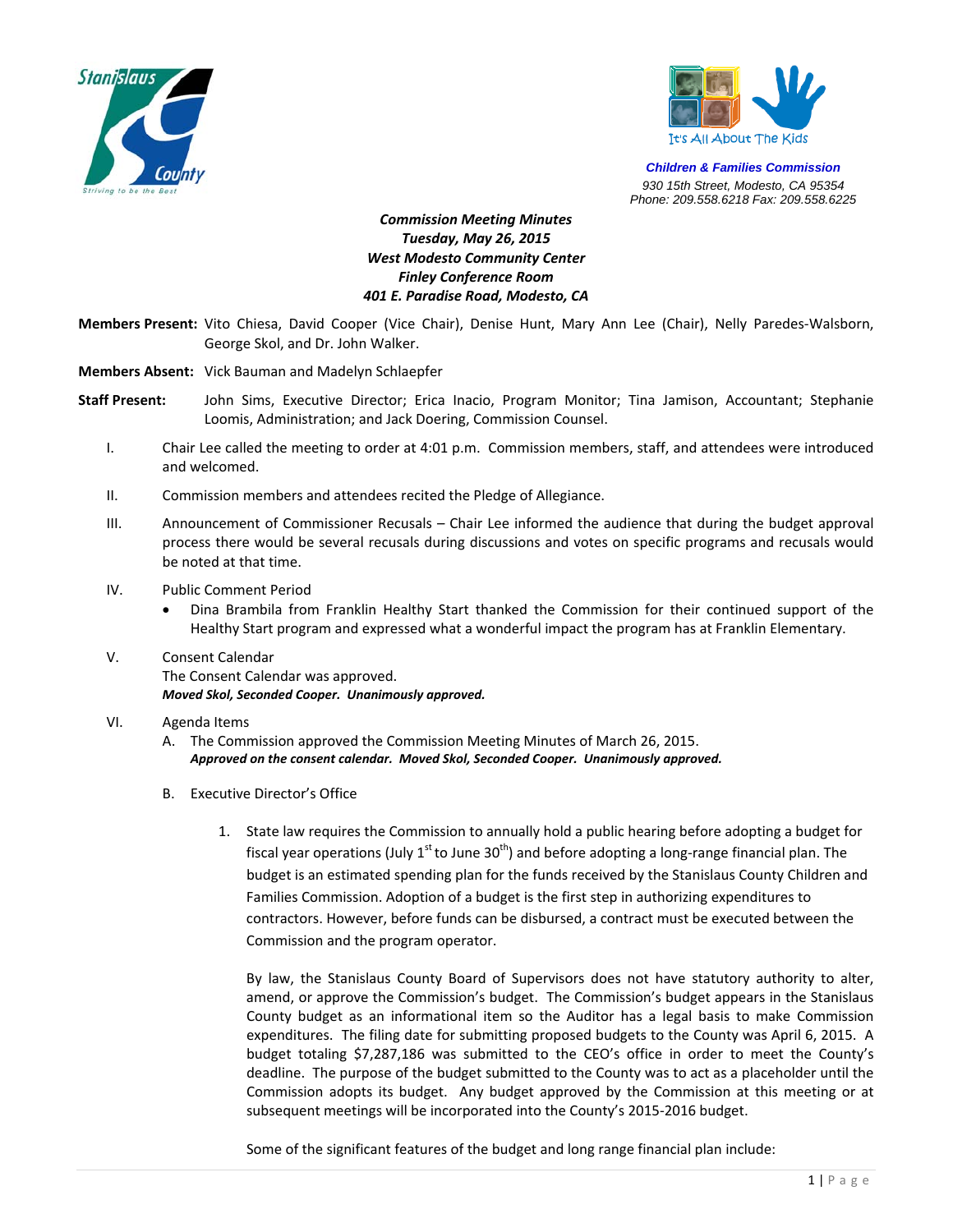Stanislaus County
Striving to be the Best

It's All About The Kids

**Children & Families Commission**
930 15th Street, Modesto, CA 95354
Phone: 209.558.6218 Fax: 209.558.6225

***Commission Meeting Minutes***
***Tuesday, May 26, 2015***
***West Modesto Community Center***
***Finley Conference Room***
***401 E. Paradise Road, Modesto, CA***

**Members Present:** Vito Chiesa, David Cooper (Vice Chair), Denise Hunt, Mary Ann Lee (Chair), Nelly Paredes-Walsborn, George Skol, and Dr. John Walker.

**Members Absent:** Vick Bauman and Madelyn Schlaepfer

**Staff Present:** John Sims, Executive Director; Erica Inacio, Program Monitor; Tina Jamison, Accountant; Stephanie Loomis, Administration; and Jack Doering, Commission Counsel.

I. Chair Lee called the meeting to order at 4:01 p.m. Commission members, staff, and attendees were introduced and welcomed.

II. Commission members and attendees recited the Pledge of Allegiance.

III. Announcement of Commissioner Recusals – Chair Lee informed the audience that during the budget approval process there would be several recusals during discussions and votes on specific programs and recusals would be noted at that time.

IV. Public Comment Period
- Dina Brambila from Franklin Healthy Start thanked the Commission for their continued support of the Healthy Start program and expressed what a wonderful impact the program has at Franklin Elementary.

V. Consent Calendar
The Consent Calendar was approved.
***Moved Skol, Seconded Cooper. Unanimously approved.***

VI. Agenda Items
A. The Commission approved the Commission Meeting Minutes of March 26, 2015.
***Approved on the consent calendar. Moved Skol, Seconded Cooper. Unanimously approved.***

B. Executive Director's Office

1. State law requires the Commission to annually hold a public hearing before adopting a budget for fiscal year operations (July 1st to June 30th) and before adopting a long-range financial plan. The budget is an estimated spending plan for the funds received by the Stanislaus County Children and Families Commission. Adoption of a budget is the first step in authorizing expenditures to contractors. However, before funds can be disbursed, a contract must be executed between the Commission and the program operator.

   By law, the Stanislaus County Board of Supervisors does not have statutory authority to alter, amend, or approve the Commission's budget. The Commission's budget appears in the Stanislaus County budget as an informational item so the Auditor has a legal basis to make Commission expenditures. The filing date for submitting proposed budgets to the County was April 6, 2015. A budget totaling $7,287,186 was submitted to the CEO's office in order to meet the County's deadline. The purpose of the budget submitted to the County was to act as a placeholder until the Commission adopts its budget. Any budget approved by the Commission at this meeting or at subsequent meetings will be incorporated into the County's 2015-2016 budget.

   Some of the significant features of the budget and long range financial plan include: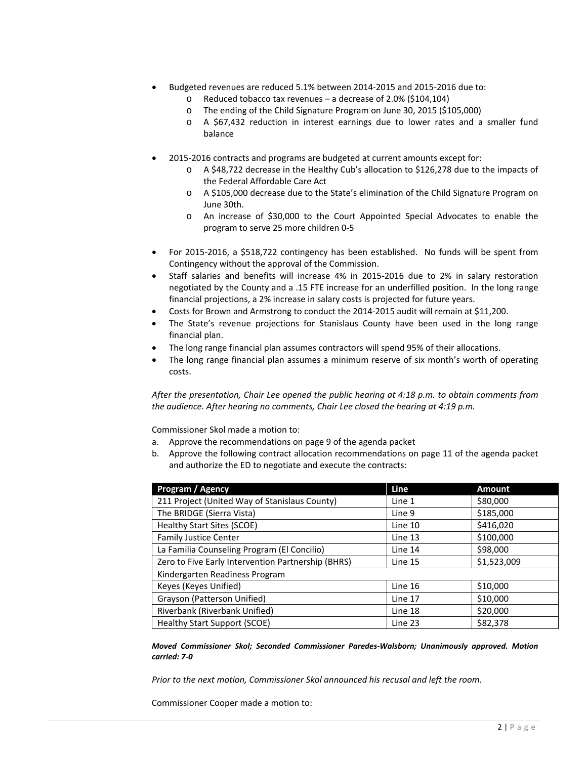- Budgeted revenues are reduced 5.1% between 2014-2015 and 2015-2016 due to:
    - Reduced tobacco tax revenues – a decrease of 2.0% ($104,104)
    - The ending of the Child Signature Program on June 30, 2015 ($105,000)
    - A $67,432 reduction in interest earnings due to lower rates and a smaller fund balance

- 2015-2016 contracts and programs are budgeted at current amounts except for:
    - A $48,722 decrease in the Healthy Cub's allocation to $126,278 due to the impacts of the Federal Affordable Care Act
    - A $105,000 decrease due to the State's elimination of the Child Signature Program on June 30th.
    - An increase of $30,000 to the Court Appointed Special Advocates to enable the program to serve 25 more children 0-5

- For 2015-2016, a $518,722 contingency has been established. No funds will be spent from Contingency without the approval of the Commission.
- Staff salaries and benefits will increase 4% in 2015-2016 due to 2% in salary restoration negotiated by the County and a .15 FTE increase for an underfilled position. In the long range financial projections, a 2% increase in salary costs is projected for future years.
- Costs for Brown and Armstrong to conduct the 2014-2015 audit will remain at $11,200.
- The State's revenue projections for Stanislaus County have been used in the long range financial plan.
- The long range financial plan assumes contractors will spend 95% of their allocations.
- The long range financial plan assumes a minimum reserve of six month's worth of operating costs.

*After the presentation, Chair Lee opened the public hearing at 4:18 p.m. to obtain comments from the audience. After hearing no comments, Chair Lee closed the hearing at 4:19 p.m.*

Commissioner Skol made a motion to:

a. Approve the recommendations on page 9 of the agenda packet
b. Approve the following contract allocation recommendations on page 11 of the agenda packet and authorize the ED to negotiate and execute the contracts:

| Program / Agency | Line | Amount |
|---|---|---|
| 211 Project (United Way of Stanislaus County) | Line 1 | $80,000 |
| The BRIDGE (Sierra Vista) | Line 9 | $185,000 |
| Healthy Start Sites (SCOE) | Line 10 | $416,020 |
| Family Justice Center | Line 13 | $100,000 |
| La Familia Counseling Program (El Concilio) | Line 14 | $98,000 |
| Zero to Five Early Intervention Partnership (BHRS) | Line 15 | $1,523,009 |
| Kindergarten Readiness Program | | |
| Keyes (Keyes Unified) | Line 16 | $10,000 |
| Grayson (Patterson Unified) | Line 17 | $10,000 |
| Riverbank (Riverbank Unified) | Line 18 | $20,000 |
| Healthy Start Support (SCOE) | Line 23 | $82,378 |

***Moved Commissioner Skol; Seconded Commissioner Paredes-Walsborn; Unanimously approved. Motion carried: 7-0***

*Prior to the next motion, Commissioner Skol announced his recusal and left the room.*

Commissioner Cooper made a motion to: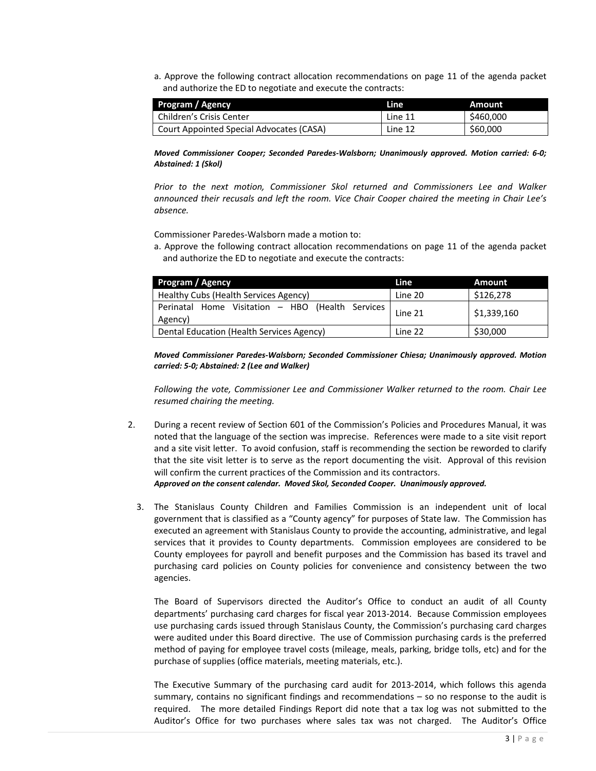a. Approve the following contract allocation recommendations on page 11 of the agenda packet and authorize the ED to negotiate and execute the contracts:

| Program / Agency | Line | Amount |
| --- | --- | --- |
| Children's Crisis Center | Line 11 | $460,000 |
| Court Appointed Special Advocates (CASA) | Line 12 | $60,000 |

***Moved Commissioner Cooper; Seconded Paredes-Walsborn; Unanimously approved. Motion carried: 6-0; Abstained: 1 (Skol)***

*Prior to the next motion, Commissioner Skol returned and Commissioners Lee and Walker announced their recusals and left the room. Vice Chair Cooper chaired the meeting in Chair Lee's absence.*

Commissioner Paredes-Walsborn made a motion to:

a. Approve the following contract allocation recommendations on page 11 of the agenda packet and authorize the ED to negotiate and execute the contracts:

| Program / Agency | Line | Amount |
| --- | --- | --- |
| Healthy Cubs (Health Services Agency) | Line 20 | $126,278 |
| Perinatal Home Visitation – HBO (Health Services Agency) | Line 21 | $1,339,160 |
| Dental Education (Health Services Agency) | Line 22 | $30,000 |

***Moved Commissioner Paredes-Walsborn; Seconded Commissioner Chiesa; Unanimously approved. Motion carried: 5-0; Abstained: 2 (Lee and Walker)***

*Following the vote, Commissioner Lee and Commissioner Walker returned to the room. Chair Lee resumed chairing the meeting.*

2. During a recent review of Section 601 of the Commission's Policies and Procedures Manual, it was noted that the language of the section was imprecise. References were made to a site visit report and a site visit letter. To avoid confusion, staff is recommending the section be reworded to clarify that the site visit letter is to serve as the report documenting the visit. Approval of this revision will confirm the current practices of the Commission and its contractors.
***Approved on the consent calendar. Moved Skol, Seconded Cooper. Unanimously approved.***

3. The Stanislaus County Children and Families Commission is an independent unit of local government that is classified as a "County agency" for purposes of State law. The Commission has executed an agreement with Stanislaus County to provide the accounting, administrative, and legal services that it provides to County departments. Commission employees are considered to be County employees for payroll and benefit purposes and the Commission has based its travel and purchasing card policies on County policies for convenience and consistency between the two agencies.

   The Board of Supervisors directed the Auditor's Office to conduct an audit of all County departments' purchasing card charges for fiscal year 2013-2014. Because Commission employees use purchasing cards issued through Stanislaus County, the Commission's purchasing card charges were audited under this Board directive. The use of Commission purchasing cards is the preferred method of paying for employee travel costs (mileage, meals, parking, bridge tolls, etc) and for the purchase of supplies (office materials, meeting materials, etc.).

   The Executive Summary of the purchasing card audit for 2013-2014, which follows this agenda summary, contains no significant findings and recommendations – so no response to the audit is required. The more detailed Findings Report did note that a tax log was not submitted to the Auditor's Office for two purchases where sales tax was not charged. The Auditor's Office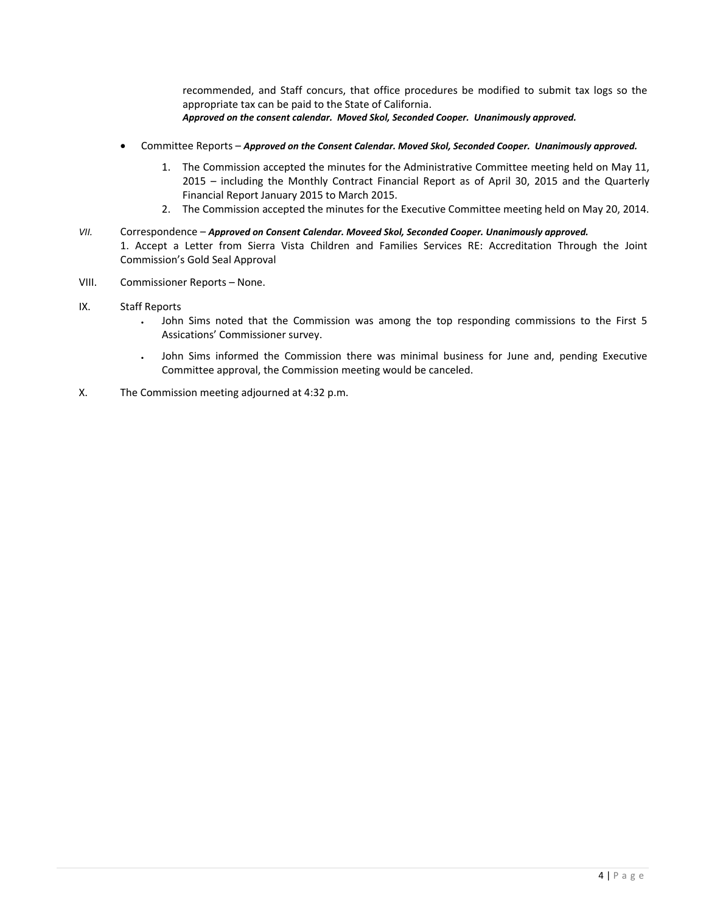recommended, and Staff concurs, that office procedures be modified to submit tax logs so the appropriate tax can be paid to the State of California.
***Approved on the consent calendar. Moved Skol, Seconded Cooper. Unanimously approved.***

- Committee Reports – ***Approved on the Consent Calendar. Moved Skol, Seconded Cooper. Unanimously approved.***
  1. The Commission accepted the minutes for the Administrative Committee meeting held on May 11, 2015 – including the Monthly Contract Financial Report as of April 30, 2015 and the Quarterly Financial Report January 2015 to March 2015.
  2. The Commission accepted the minutes for the Executive Committee meeting held on May 20, 2014.

*VII.* Correspondence – ***Approved on Consent Calendar. Moveed Skol, Seconded Cooper. Unanimously approved.***
1. Accept a Letter from Sierra Vista Children and Families Services RE: Accreditation Through the Joint Commission's Gold Seal Approval

VIII. Commissioner Reports – None.

IX. Staff Reports
- John Sims noted that the Commission was among the top responding commissions to the First 5 Assications' Commissioner survey.
- John Sims informed the Commission there was minimal business for June and, pending Executive Committee approval, the Commission meeting would be canceled.

X. The Commission meeting adjourned at 4:32 p.m.